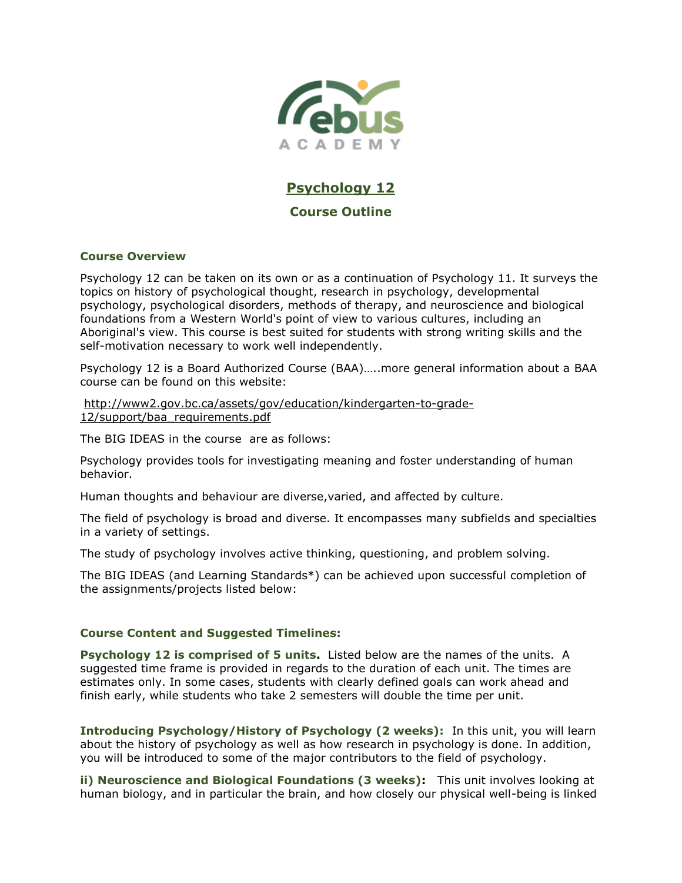# Psychology 12

## Course Outline

### Course Overview

Psychology 12 can be taken on its own or as a continuation of Psychology 11. It surveys the topics on history of psychological thought, research in psychology, developmental psychology, psychological disorders, methods of therapy, and neuroscience and biological foundations from a Western World's point of view to various cultures, including an Aboriginal's view. This course is best suited for students with strong writing skills and the self-motivation necessary to work well independently.

Psychology 12 is a Board Authorized Course (BAA)…..more general information about a BAA course can be found on this website:

http://www2.gov.bc.ca/assets/gov/education/kindergarten-to-grade-12/support/baa_requirements.pdf

The BIG IDEAS in the course are as follows:

Psychology provides tools for investigating meaning and foster understanding of human behavior.

Human thoughts and behaviour are diverse,varied, and affected by culture.

The field of psychology is broad and diverse. It encompasses many subfields and specialties in a variety of settings.

The study of psychology involves active thinking, questioning, and problem solving.

The BIG IDEAS (and Learning Standards*) can be achieved upon successful completion of the assignments/projects listed below:

### Course Content and Suggested Timelines:

**Psychology 12 is comprised of 5 units.** Listed below are the names of the units. A suggested time frame is provided in regards to the duration of each unit. The times are estimates only. In some cases, students with clearly defined goals can work ahead and finish early, while students who take 2 semesters will double the time per unit.

**Introducing Psychology/History of Psychology (2 weeks):** In this unit, you will learn about the history of psychology as well as how research in psychology is done. In addition, you will be introduced to some of the major contributors to the field of psychology.

**ii) Neuroscience and Biological Foundations (3 weeks):** This unit involves looking at human biology, and in particular the brain, and how closely our physical well-being is linked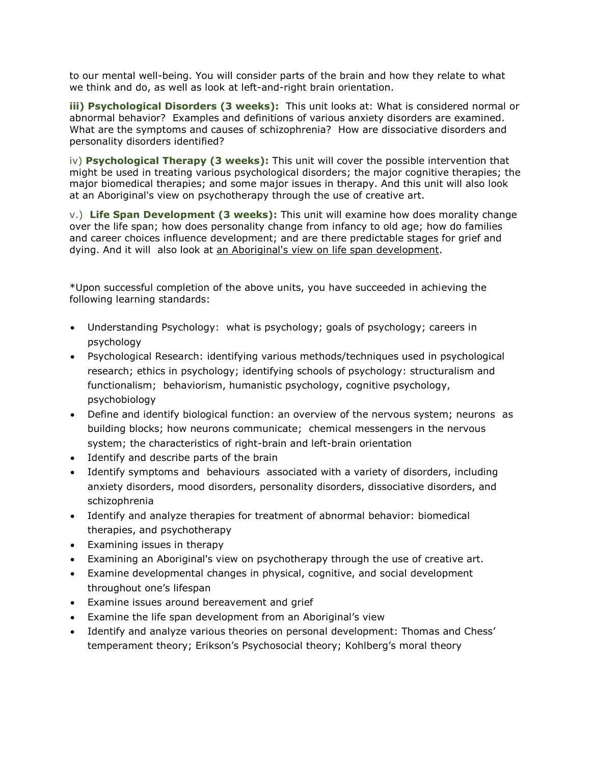to our mental well-being. You will consider parts of the brain and how they relate to what we think and do, as well as look at left-and-right brain orientation.

**iii) Psychological Disorders (3 weeks):** This unit looks at: What is considered normal or abnormal behavior? Examples and definitions of various anxiety disorders are examined. What are the symptoms and causes of schizophrenia? How are dissociative disorders and personality disorders identified?

iv) **Psychological Therapy (3 weeks):** This unit will cover the possible intervention that might be used in treating various psychological disorders; the major cognitive therapies; the major biomedical therapies; and some major issues in therapy. And this unit will also look at an Aboriginal's view on psychotherapy through the use of creative art.

v.) **Life Span Development (3 weeks):** This unit will examine how does morality change over the life span; how does personality change from infancy to old age; how do families and career choices influence development; and are there predictable stages for grief and dying. And it will also look at an Aboriginal's view on life span development.

*Upon successful completion of the above units, you have succeeded in achieving the following learning standards:

- Understanding Psychology: what is psychology; goals of psychology; careers in psychology
- Psychological Research: identifying various methods/techniques used in psychological research; ethics in psychology; identifying schools of psychology: structuralism and functionalism; behaviorism, humanistic psychology, cognitive psychology, psychobiology
- Define and identify biological function: an overview of the nervous system; neurons as building blocks; how neurons communicate; chemical messengers in the nervous system; the characteristics of right-brain and left-brain orientation
- Identify and describe parts of the brain
- Identify symptoms and behaviours associated with a variety of disorders, including anxiety disorders, mood disorders, personality disorders, dissociative disorders, and schizophrenia
- Identify and analyze therapies for treatment of abnormal behavior: biomedical therapies, and psychotherapy
- Examining issues in therapy
- Examining an Aboriginal's view on psychotherapy through the use of creative art.
- Examine developmental changes in physical, cognitive, and social development throughout one's lifespan
- Examine issues around bereavement and grief
- Examine the life span development from an Aboriginal's view
- Identify and analyze various theories on personal development: Thomas and Chess' temperament theory; Erikson's Psychosocial theory; Kohlberg's moral theory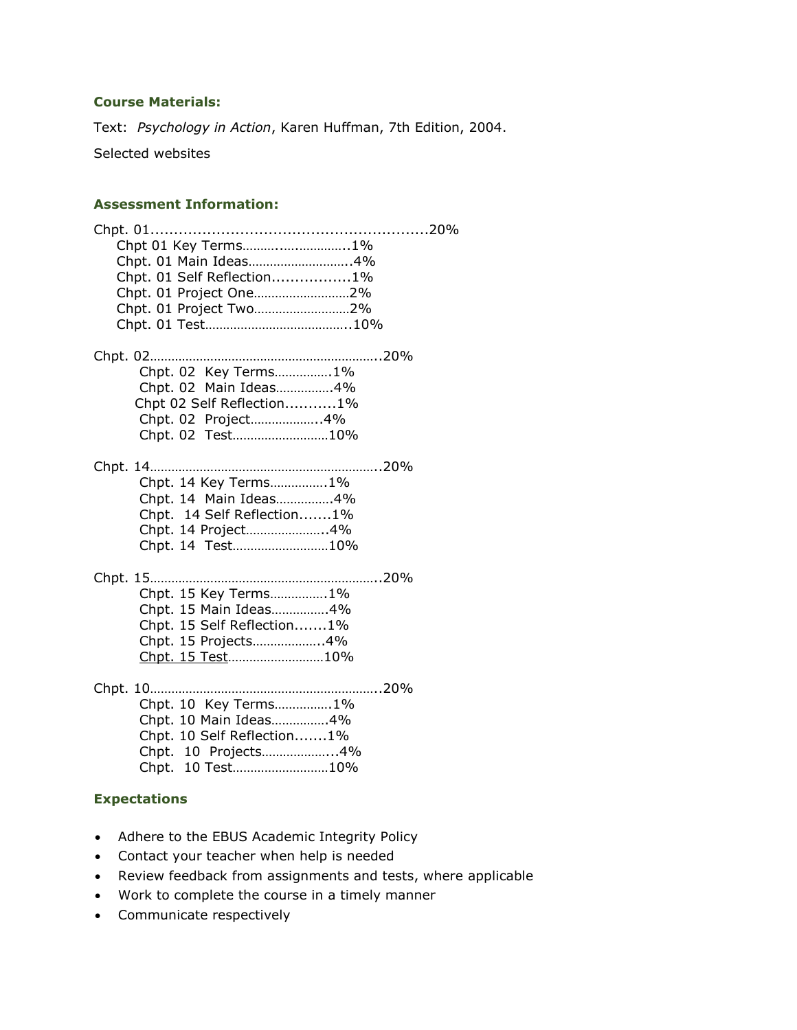### Course Materials:

Text: *Psychology in Action*, Karen Huffman, 7th Edition, 2004.

Selected websites

### Assessment Information:

Chpt. 01........................................................20%
- Chpt 01 Key Terms.........................1%
- Chpt. 01 Main Ideas..........................4%
- Chpt. 01 Self Reflection.................1%
- Chpt. 01 Project One.........................2%
- Chpt. 01 Project Two.........................2%
- Chpt. 01 Test.......................................10%

Chpt. 02...............................................................20%
- Chpt. 02 Key Terms...............1%
- Chpt. 02 Main Ideas...............4%
- Chpt 02 Self Reflection...........1%
- Chpt. 02 Project....................4%
- Chpt. 02 Test..........................10%

Chpt. 14...............................................................20%
- Chpt. 14 Key Terms...............1%
- Chpt. 14 Main Ideas...............4%
- Chpt. 14 Self Reflection.......1%
- Chpt. 14 Project.....................4%
- Chpt. 14 Test..........................10%

Chpt. 15...............................................................20%
- Chpt. 15 Key Terms...............1%
- Chpt. 15 Main Ideas...............4%
- Chpt. 15 Self Reflection.......1%
- Chpt. 15 Projects...................4%
- Chpt. 15 Test..........................10%

Chpt. 10...............................................................20%
- Chpt. 10 Key Terms...............1%
- Chpt. 10 Main Ideas...............4%
- Chpt. 10 Self Reflection.......1%
- Chpt. 10 Projects...................4%
- Chpt. 10 Test..........................10%

### Expectations

- Adhere to the EBUS Academic Integrity Policy
- Contact your teacher when help is needed
- Review feedback from assignments and tests, where applicable
- Work to complete the course in a timely manner
- Communicate respectively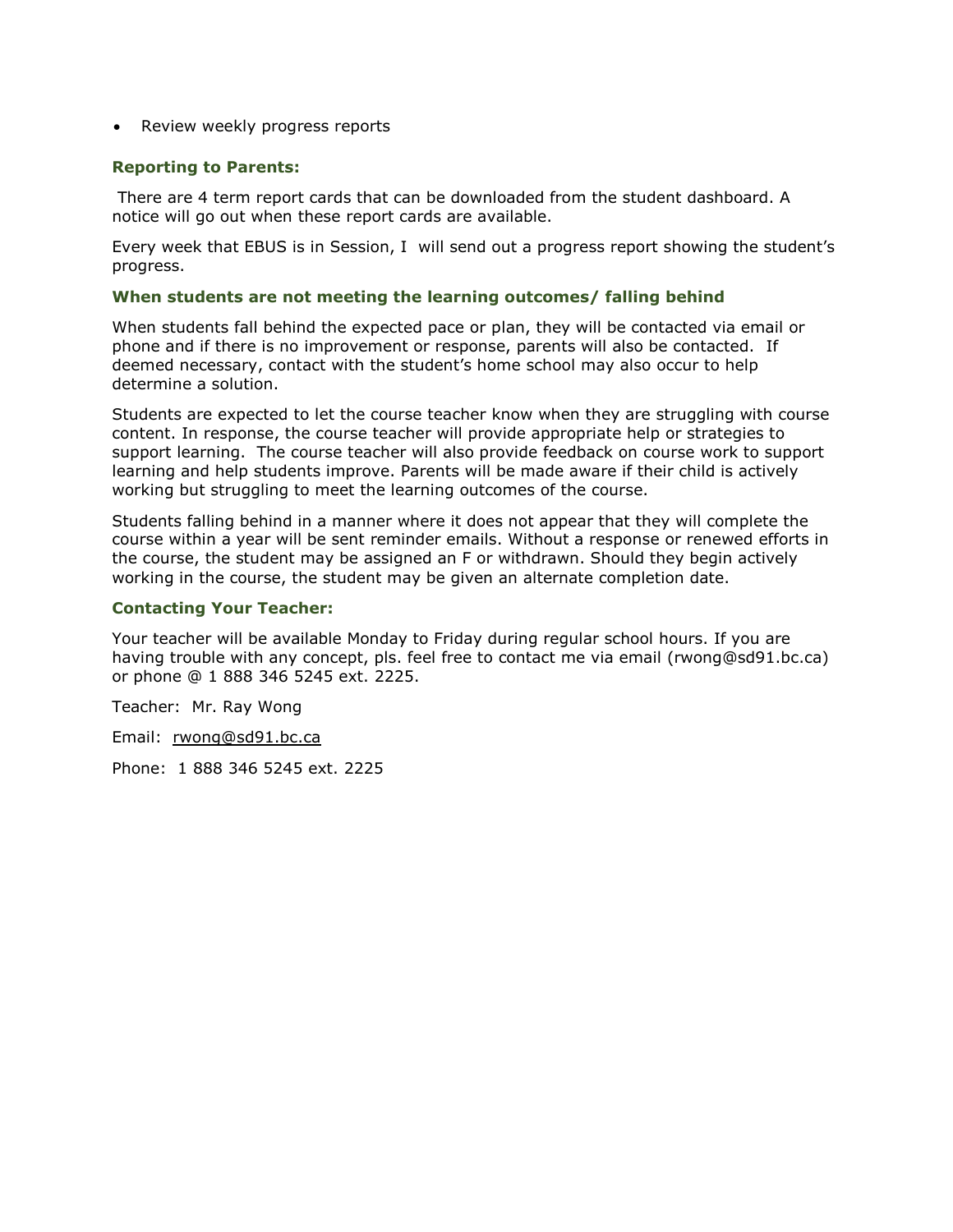- Review weekly progress reports

### Reporting to Parents:

There are 4 term report cards that can be downloaded from the student dashboard. A notice will go out when these report cards are available.

Every week that EBUS is in Session, I will send out a progress report showing the student's progress.

### When students are not meeting the learning outcomes/ falling behind

When students fall behind the expected pace or plan, they will be contacted via email or phone and if there is no improvement or response, parents will also be contacted. If deemed necessary, contact with the student's home school may also occur to help determine a solution.

Students are expected to let the course teacher know when they are struggling with course content. In response, the course teacher will provide appropriate help or strategies to support learning. The course teacher will also provide feedback on course work to support learning and help students improve. Parents will be made aware if their child is actively working but struggling to meet the learning outcomes of the course.

Students falling behind in a manner where it does not appear that they will complete the course within a year will be sent reminder emails. Without a response or renewed efforts in the course, the student may be assigned an F or withdrawn. Should they begin actively working in the course, the student may be given an alternate completion date.

### Contacting Your Teacher:

Your teacher will be available Monday to Friday during regular school hours. If you are having trouble with any concept, pls. feel free to contact me via email (rwong@sd91.bc.ca) or phone @ 1 888 346 5245 ext. 2225.

Teacher: Mr. Ray Wong

Email: rwong@sd91.bc.ca

Phone: 1 888 346 5245 ext. 2225